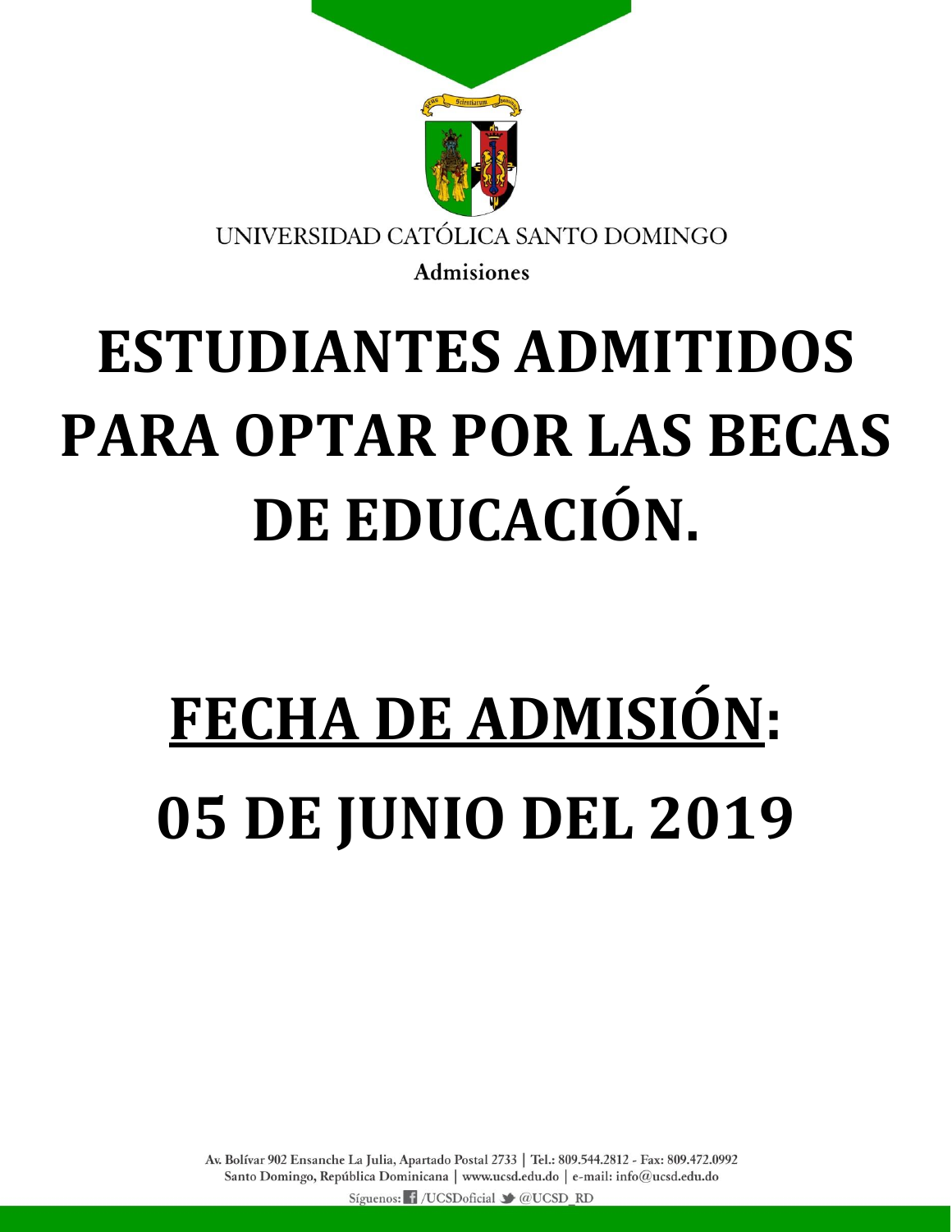UNIVERSIDAD CATÓLICA SANTO DOMINGO

**Admisiones**

# ESTUDIANTES ADMITIDOS PARA OPTAR POR LAS BECAS DE EDUCACIÓN.

# FECHA DE ADMISIÓN: 05 DE JUNIO DEL 2019

Av. Bolívar 902 Ensanche La Julia, Apartado Postal 2733 | Tel.: 809.544.2812 - Fax: 809.472.0992
Santo Domingo, República Dominicana | www.ucsd.edu.do | e-mail: info@ucsd.edu.do

Síguenos: /UCSDoficial @UCSD_RD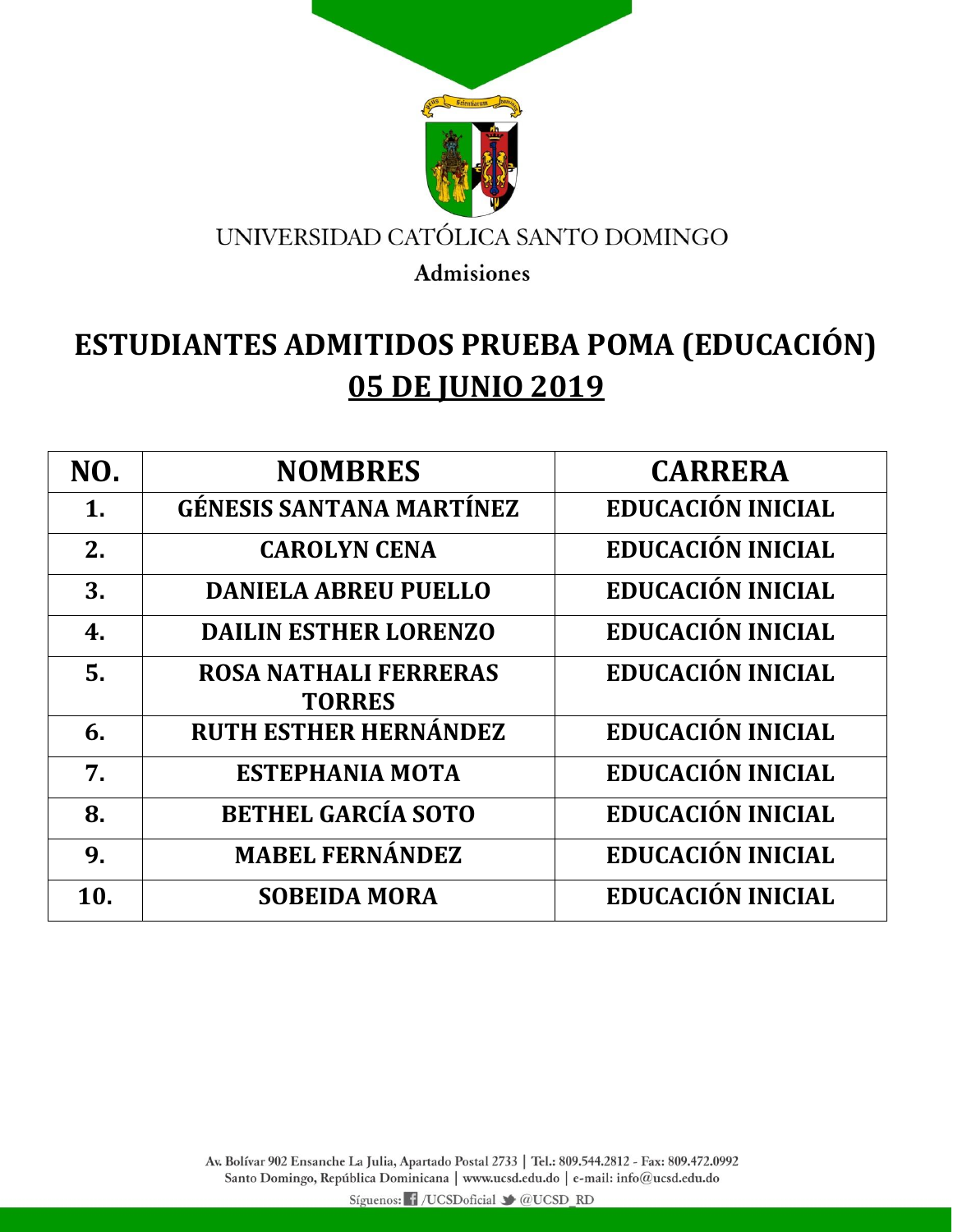UNIVERSIDAD CATÓLICA SANTO DOMINGO

**Admisiones**

# ESTUDIANTES ADMITIDOS PRUEBA POMA (EDUCACIÓN)

## <u>05 DE JUNIO 2019</u>

| NO. | NOMBRES | CARRERA |
|---|---|---|
| 1. | GÉNESIS SANTANA MARTÍNEZ | EDUCACIÓN INICIAL |
| 2. | CAROLYN CENA | EDUCACIÓN INICIAL |
| 3. | DANIELA ABREU PUELLO | EDUCACIÓN INICIAL |
| 4. | DAILIN ESTHER LORENZO | EDUCACIÓN INICIAL |
| 5. | ROSA NATHALI FERRERAS TORRES | EDUCACIÓN INICIAL |
| 6. | RUTH ESTHER HERNÁNDEZ | EDUCACIÓN INICIAL |
| 7. | ESTEPHANIA MOTA | EDUCACIÓN INICIAL |
| 8. | BETHEL GARCÍA SOTO | EDUCACIÓN INICIAL |
| 9. | MABEL FERNÁNDEZ | EDUCACIÓN INICIAL |
| 10. | SOBEIDA MORA | EDUCACIÓN INICIAL |

Av. Bolívar 902 Ensanche La Julia, Apartado Postal 2733 | Tel.: 809.544.2812 - Fax: 809.472.0992
Santo Domingo, República Dominicana | www.ucsd.edu.do | e-mail: info@ucsd.edu.do
Síguenos: /UCSDoficial @UCSD_RD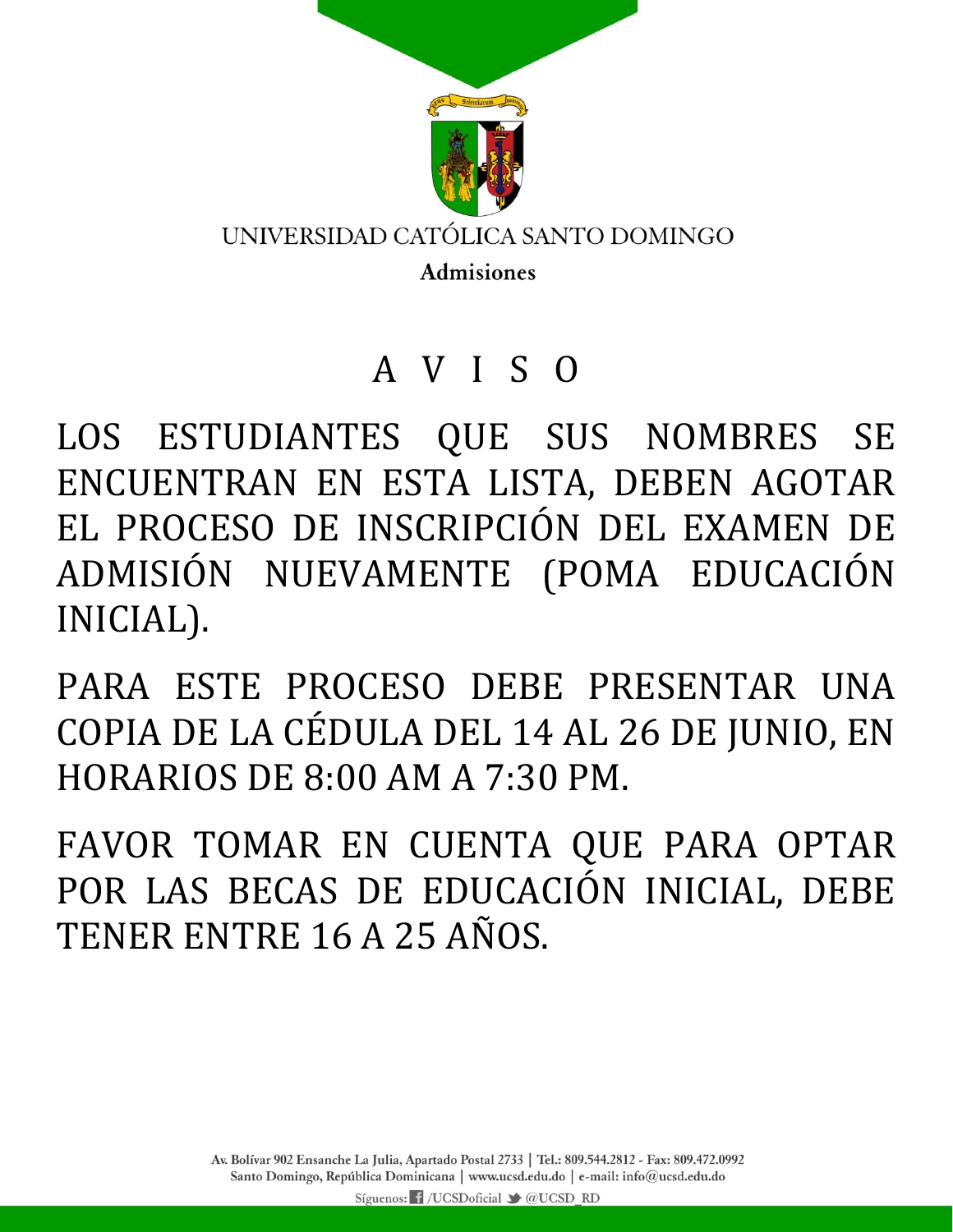UNIVERSIDAD CATÓLICA SANTO DOMINGO

**Admisiones**

# A V I S O

LOS ESTUDIANTES QUE SUS NOMBRES SE ENCUENTRAN EN ESTA LISTA, DEBEN AGOTAR EL PROCESO DE INSCRIPCIÓN DEL EXAMEN DE ADMISIÓN NUEVAMENTE (POMA EDUCACIÓN INICIAL).

PARA ESTE PROCESO DEBE PRESENTAR UNA COPIA DE LA CÉDULA DEL 14 AL 26 DE JUNIO, EN HORARIOS DE 8:00 AM A 7:30 PM.

FAVOR TOMAR EN CUENTA QUE PARA OPTAR POR LAS BECAS DE EDUCACIÓN INICIAL, DEBE TENER ENTRE 16 A 25 AÑOS.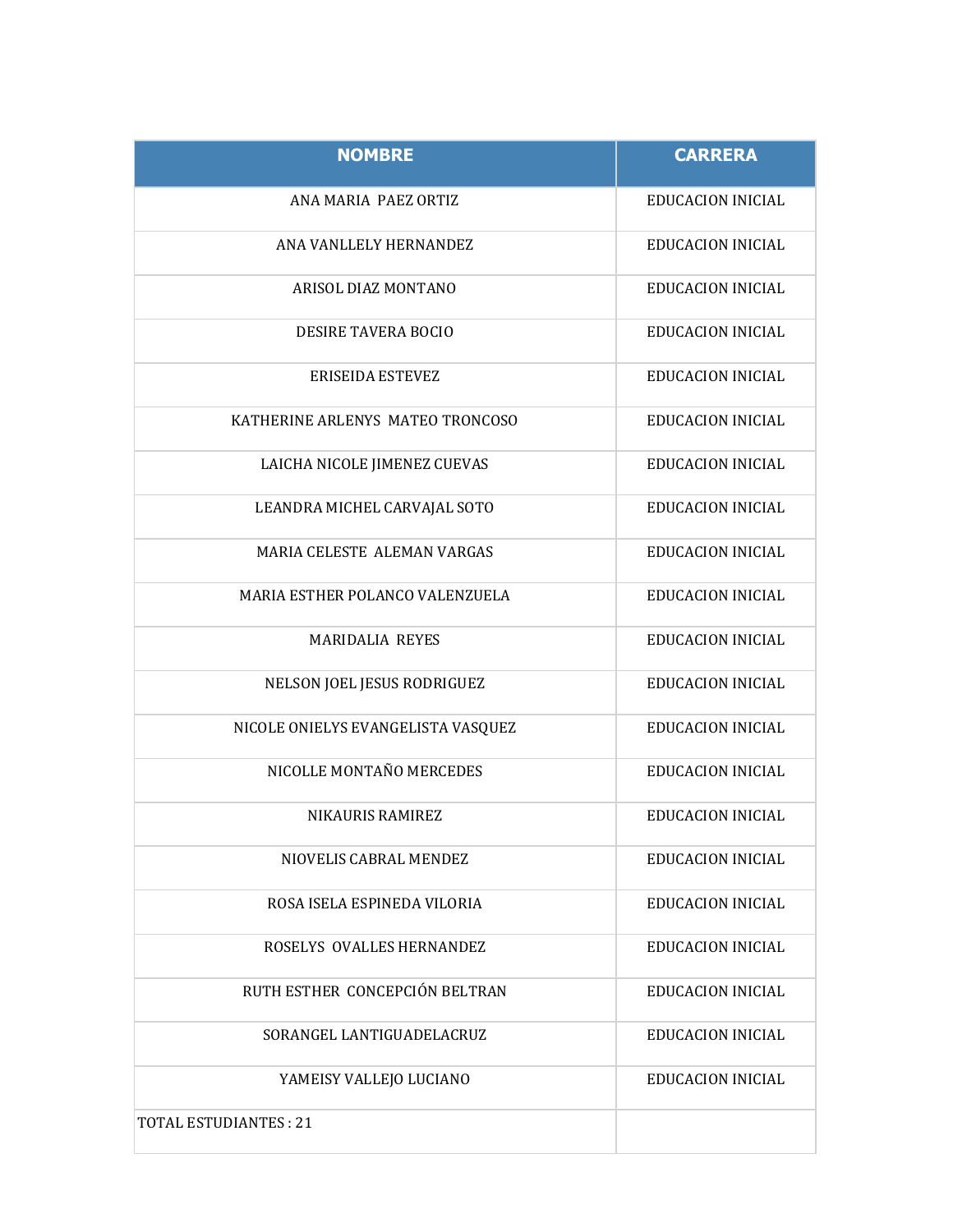| NOMBRE | CARRERA |
| --- | --- |
| ANA MARIA  PAEZ ORTIZ | EDUCACION INICIAL |
| ANA VANLLELY HERNANDEZ | EDUCACION INICIAL |
| ARISOL DIAZ MONTANO | EDUCACION INICIAL |
| DESIRE TAVERA BOCIO | EDUCACION INICIAL |
| ERISEIDA ESTEVEZ | EDUCACION INICIAL |
| KATHERINE ARLENYS  MATEO TRONCOSO | EDUCACION INICIAL |
| LAICHA NICOLE JIMENEZ CUEVAS | EDUCACION INICIAL |
| LEANDRA MICHEL CARVAJAL SOTO | EDUCACION INICIAL |
| MARIA CELESTE  ALEMAN VARGAS | EDUCACION INICIAL |
| MARIA ESTHER POLANCO VALENZUELA | EDUCACION INICIAL |
| MARIDALIA  REYES | EDUCACION INICIAL |
| NELSON JOEL JESUS RODRIGUEZ | EDUCACION INICIAL |
| NICOLE ONIELYS EVANGELISTA VASQUEZ | EDUCACION INICIAL |
| NICOLLE MONTAÑO MERCEDES | EDUCACION INICIAL |
| NIKAURIS RAMIREZ | EDUCACION INICIAL |
| NIOVELIS CABRAL MENDEZ | EDUCACION INICIAL |
| ROSA ISELA ESPINEDA VILORIA | EDUCACION INICIAL |
| ROSELYS  OVALLES HERNANDEZ | EDUCACION INICIAL |
| RUTH ESTHER  CONCEPCIÓN BELTRAN | EDUCACION INICIAL |
| SORANGEL LANTIGUADELACRUZ | EDUCACION INICIAL |
| YAMEISY VALLEJO LUCIANO | EDUCACION INICIAL |
| TOTAL ESTUDIANTES : 21 | |